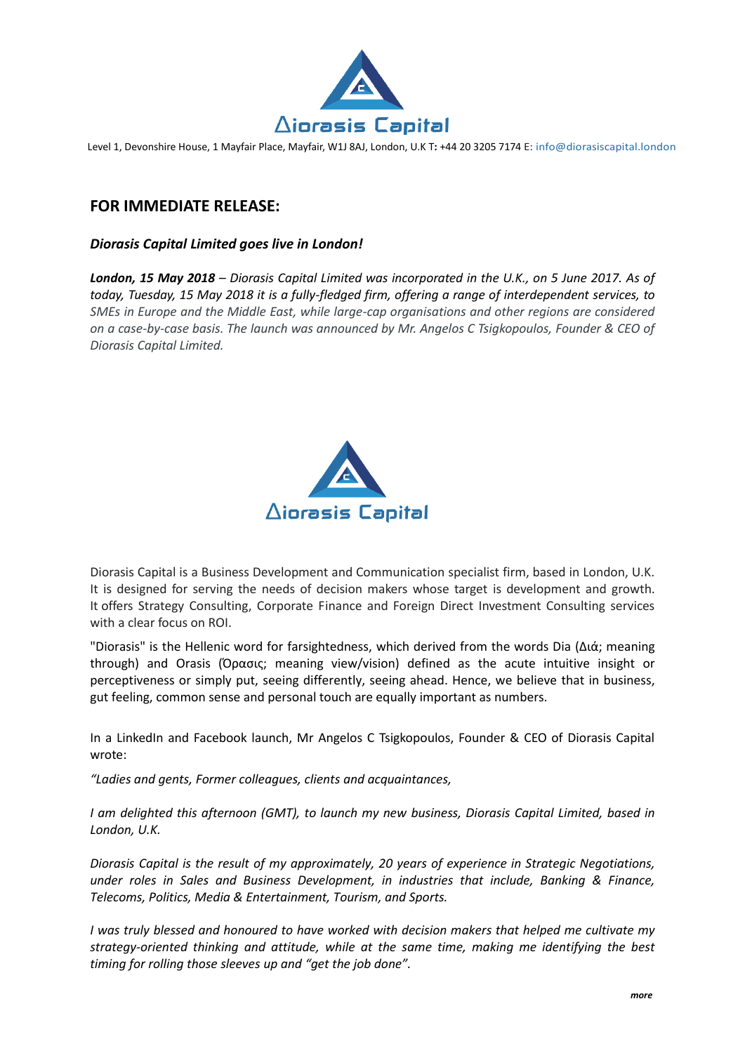Level 1, Devonshire House, 1 Mayfair Place, Mayfair, W1J 8AJ, London, U.K T: +44 20 3205 7174 E: info@diorasiscapital.london

## FOR IMMEDIATE RELEASE:

***Diorasis Capital Limited goes live in London!***

***London, 15 May 2018*** *– Diorasis Capital Limited was incorporated in the U.K., on 5 June 2017. As of today, Tuesday, 15 May 2018 it is a fully-fledged firm, offering a range of interdependent services, to SMEs in Europe and the Middle East, while large-cap organisations and other regions are considered on a case-by-case basis. The launch was announced by Mr. Angelos C Tsigkopoulos, Founder & CEO of Diorasis Capital Limited.*

Diorasis Capital is a Business Development and Communication specialist firm, based in London, U.K. It is designed for serving the needs of decision makers whose target is development and growth. It offers Strategy Consulting, Corporate Finance and Foreign Direct Investment Consulting services with a clear focus on ROI.

"Diorasis" is the Hellenic word for farsightedness, which derived from the words Dia (Διά; meaning through) and Orasis (Όρασις; meaning view/vision) defined as the acute intuitive insight or perceptiveness or simply put, seeing differently, seeing ahead. Hence, we believe that in business, gut feeling, common sense and personal touch are equally important as numbers.

In a LinkedIn and Facebook launch, Mr Angelos C Tsigkopoulos, Founder & CEO of Diorasis Capital wrote:

*"Ladies and gents, Former colleagues, clients and acquaintances,*

*I am delighted this afternoon (GMT), to launch my new business, Diorasis Capital Limited, based in London, U.K.*

*Diorasis Capital is the result of my approximately, 20 years of experience in Strategic Negotiations, under roles in Sales and Business Development, in industries that include, Banking & Finance, Telecoms, Politics, Media & Entertainment, Tourism, and Sports.*

*I was truly blessed and honoured to have worked with decision makers that helped me cultivate my strategy-oriented thinking and attitude, while at the same time, making me identifying the best timing for rolling those sleeves up and "get the job done".*

***more***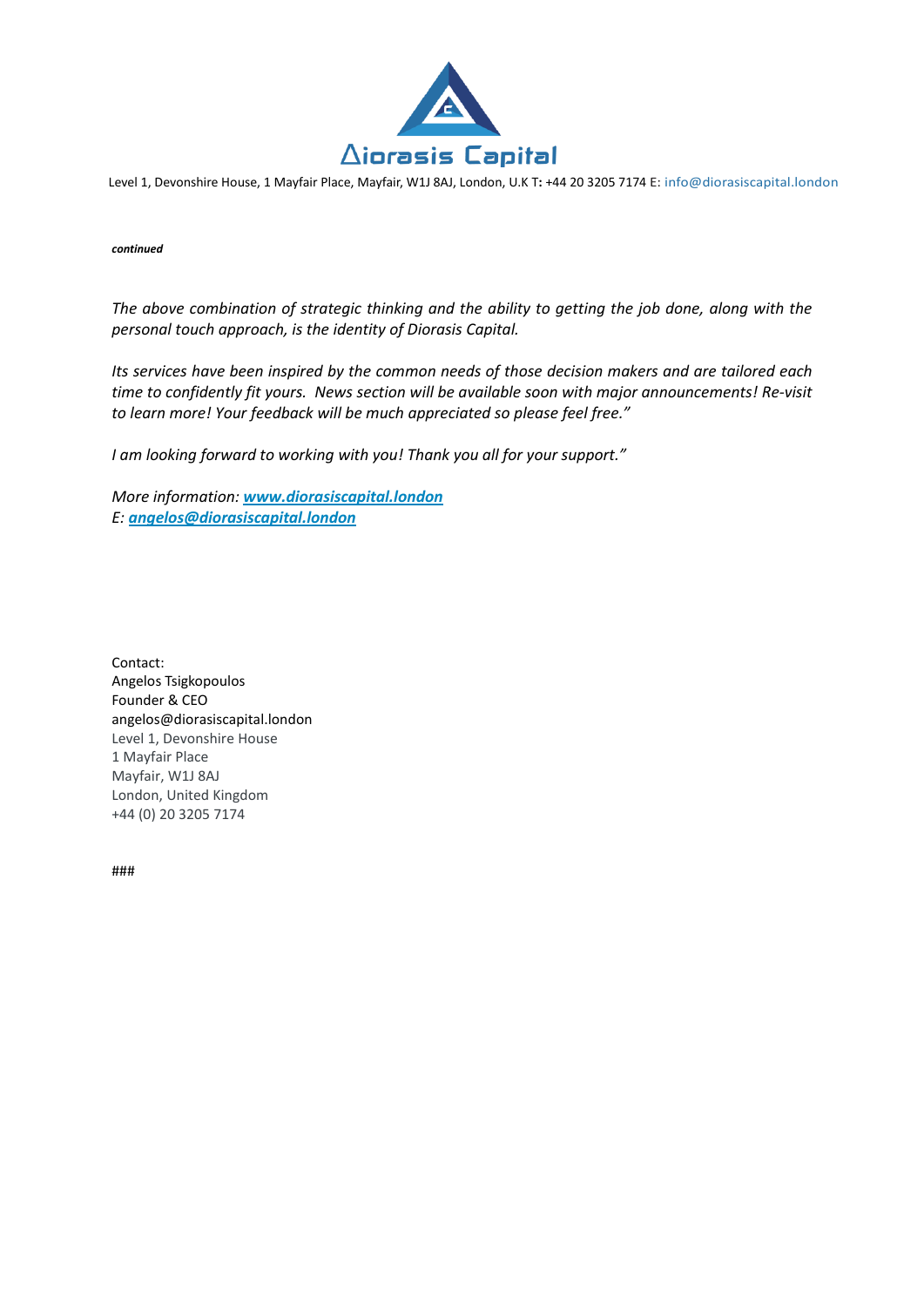Diorasis Capital

Level 1, Devonshire House, 1 Mayfair Place, Mayfair, W1J 8AJ, London, U.K **T:** +44 20 3205 7174 E: info@diorasiscapital.london

***continued***

*The above combination of strategic thinking and the ability to getting the job done, along with the personal touch approach, is the identity of Diorasis Capital.*

*Its services have been inspired by the common needs of those decision makers and are tailored each time to confidently fit yours. News section will be available soon with major announcements! Re-visit to learn more! Your feedback will be much appreciated so please feel free."*

*I am looking forward to working with you! Thank you all for your support."*

*More information:* ***[www.diorasiscapital.london](http://www.diorasiscapital.london)***
*E:* ***[angelos@diorasiscapital.london](mailto:angelos@diorasiscapital.london)***

Contact:
Angelos Tsigkopoulos
Founder & CEO
angelos@diorasiscapital.london
Level 1, Devonshire House
1 Mayfair Place
Mayfair, W1J 8AJ
London, United Kingdom
+44 (0) 20 3205 7174

###